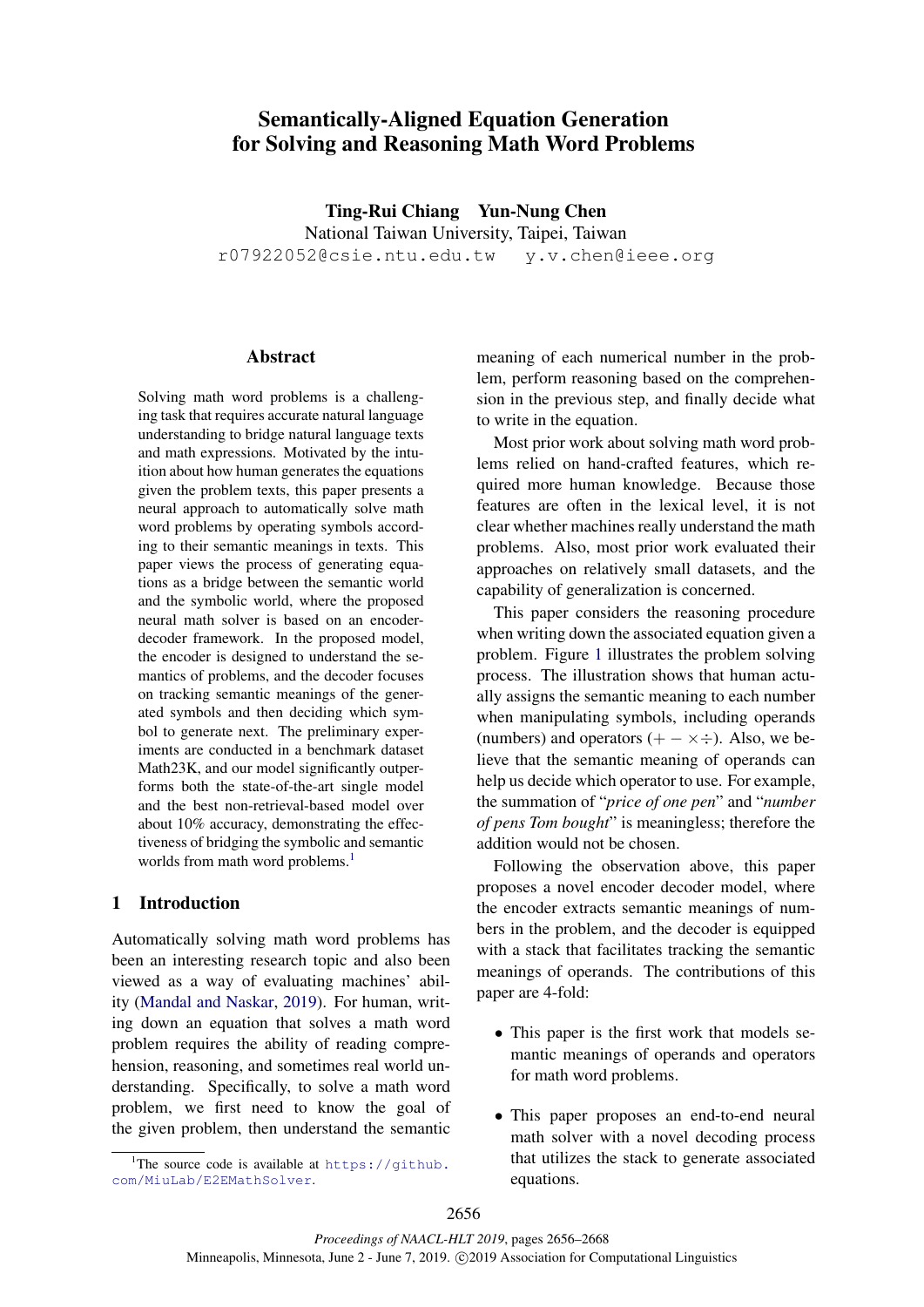# Semantically-Aligned Equation Generation for Solving and Reasoning Math Word Problems

**Ting-Rui Chiang  Yun-Nung Chen**
National Taiwan University, Taipei, Taiwan
r07922052@csie.ntu.edu.tw  y.v.chen@ieee.org

## Abstract

Solving math word problems is a challenging task that requires accurate natural language understanding to bridge natural language texts and math expressions. Motivated by the intuition about how human generates the equations given the problem texts, this paper presents a neural approach to automatically solve math word problems by operating symbols according to their semantic meanings in texts. This paper views the process of generating equations as a bridge between the semantic world and the symbolic world, where the proposed neural math solver is based on an encoder-decoder framework. In the proposed model, the encoder is designed to understand the semantics of problems, and the decoder focuses on tracking semantic meanings of the generated symbols and then deciding which symbol to generate next. The preliminary experiments are conducted in a benchmark dataset Math23K, and our model significantly outperforms both the state-of-the-art single model and the best non-retrieval-based model over about 10% accuracy, demonstrating the effectiveness of bridging the symbolic and semantic worlds from math word problems.[1]

## 1 Introduction

Automatically solving math word problems has been an interesting research topic and also been viewed as a way of evaluating machines' ability (Mandal and Naskar, 2019). For human, writing down an equation that solves a math word problem requires the ability of reading comprehension, reasoning, and sometimes real world understanding. Specifically, to solve a math word problem, we first need to know the goal of the given problem, then understand the semantic meaning of each numerical number in the problem, perform reasoning based on the comprehension in the previous step, and finally decide what to write in the equation.

Most prior work about solving math word problems relied on hand-crafted features, which required more human knowledge. Because those features are often in the lexical level, it is not clear whether machines really understand the math problems. Also, most prior work evaluated their approaches on relatively small datasets, and the capability of generalization is concerned.

This paper considers the reasoning procedure when writing down the associated equation given a problem. Figure 1 illustrates the problem solving process. The illustration shows that human actually assigns the semantic meaning to each number when manipulating symbols, including operands (numbers) and operators ($+ - \times \div$). Also, we believe that the semantic meaning of operands can help us decide which operator to use. For example, the summation of "*price of one pen*" and "*number of pens Tom bought*" is meaningless; therefore the addition would not be chosen.

Following the observation above, this paper proposes a novel encoder decoder model, where the encoder extracts semantic meanings of numbers in the problem, and the decoder is equipped with a stack that facilitates tracking the semantic meanings of operands. The contributions of this paper are 4-fold:

- This paper is the first work that models semantic meanings of operands and operators for math word problems.
- This paper proposes an end-to-end neural math solver with a novel decoding process that utilizes the stack to generate associated equations.

[1] The source code is available at https://github.com/MiuLab/E2EMathSolver.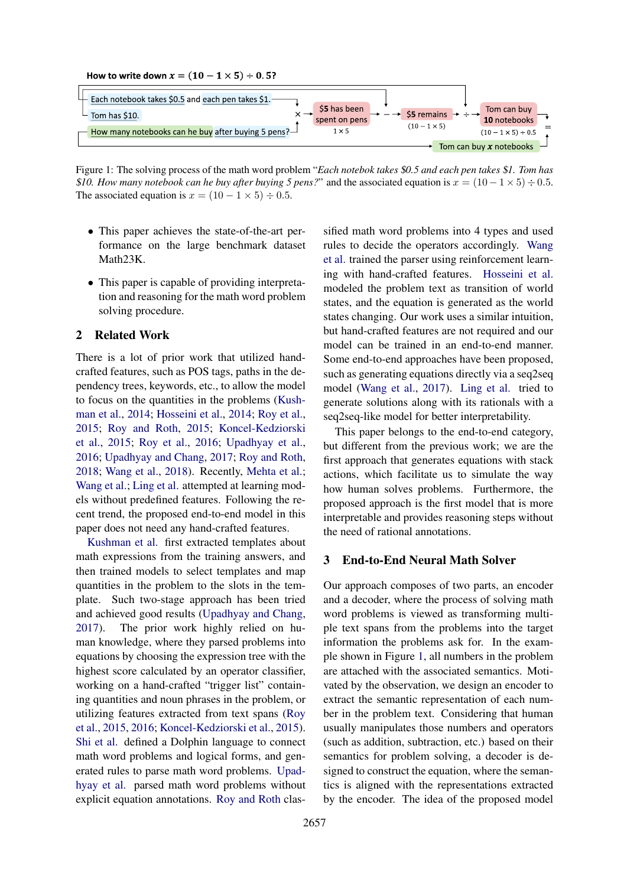How to write down $x = (10 - 1 \times 5) \div 0.5$?

Each notebook takes \$0.5 and each pen takes \$1. Tom has \$10. How many notebooks can he buy after buying 5 pens? → \$5 has been spent on pens ($1 \times 5$) → \$5 remains ($(10 - 1 \times 5)$) → Tom can buy 10 notebooks ($(10 - 1 \times 5) \div 0.5$) = Tom can buy $x$ notebooks

Figure 1: The solving process of the math word problem "*Each notebok takes \$0.5 and each pen takes \$1. Tom has \$10. How many notebook can he buy after buying 5 pens?*" and the associated equation is $x = (10 - 1 \times 5) \div 0.5$. The associated equation is $x = (10 - 1 \times 5) \div 0.5$.

- This paper achieves the state-of-the-art performance on the large benchmark dataset Math23K.
- This paper is capable of providing interpretation and reasoning for the math word problem solving procedure.

## 2 Related Work

There is a lot of prior work that utilized hand-crafted features, such as POS tags, paths in the dependency trees, keywords, etc., to allow the model to focus on the quantities in the problems (Kushman et al., 2014; Hosseini et al., 2014; Roy et al., 2015; Roy and Roth, 2015; Koncel-Kedziorski et al., 2015; Roy et al., 2016; Upadhyay et al., 2016; Upadhyay and Chang, 2017; Roy and Roth, 2018; Wang et al., 2018). Recently, Mehta et al.; Wang et al.; Ling et al. attempted at learning models without predefined features. Following the recent trend, the proposed end-to-end model in this paper does not need any hand-crafted features.

Kushman et al. first extracted templates about math expressions from the training answers, and then trained models to select templates and map quantities in the problem to the slots in the template. Such two-stage approach has been tried and achieved good results (Upadhyay and Chang, 2017). The prior work highly relied on human knowledge, where they parsed problems into equations by choosing the expression tree with the highest score calculated by an operator classifier, working on a hand-crafted "trigger list" containing quantities and noun phrases in the problem, or utilizing features extracted from text spans (Roy et al., 2015, 2016; Koncel-Kedziorski et al., 2015). Shi et al. defined a Dolphin language to connect math word problems and logical forms, and generated rules to parse math word problems. Upadhyay et al. parsed math word problems without explicit equation annotations. Roy and Roth classified math word problems into 4 types and used rules to decide the operators accordingly. Wang et al. trained the parser using reinforcement learning with hand-crafted features. Hosseini et al. modeled the problem text as transition of world states, and the equation is generated as the world states changing. Our work uses a similar intuition, but hand-crafted features are not required and our model can be trained in an end-to-end manner. Some end-to-end approaches have been proposed, such as generating equations directly via a seq2seq model (Wang et al., 2017). Ling et al. tried to generate solutions along with its rationals with a seq2seq-like model for better interpretability.

This paper belongs to the end-to-end category, but different from the previous work; we are the first approach that generates equations with stack actions, which facilitate us to simulate the way how human solves problems. Furthermore, the proposed approach is the first model that is more interpretable and provides reasoning steps without the need of rational annotations.

## 3 End-to-End Neural Math Solver

Our approach composes of two parts, an encoder and a decoder, where the process of solving math word problems is viewed as transforming multiple text spans from the problems into the target information the problems ask for. In the example shown in Figure 1, all numbers in the problem are attached with the associated semantics. Motivated by the observation, we design an encoder to extract the semantic representation of each number in the problem text. Considering that human usually manipulates those numbers and operators (such as addition, subtraction, etc.) based on their semantics for problem solving, a decoder is designed to construct the equation, where the semantics is aligned with the representations extracted by the encoder. The idea of the proposed model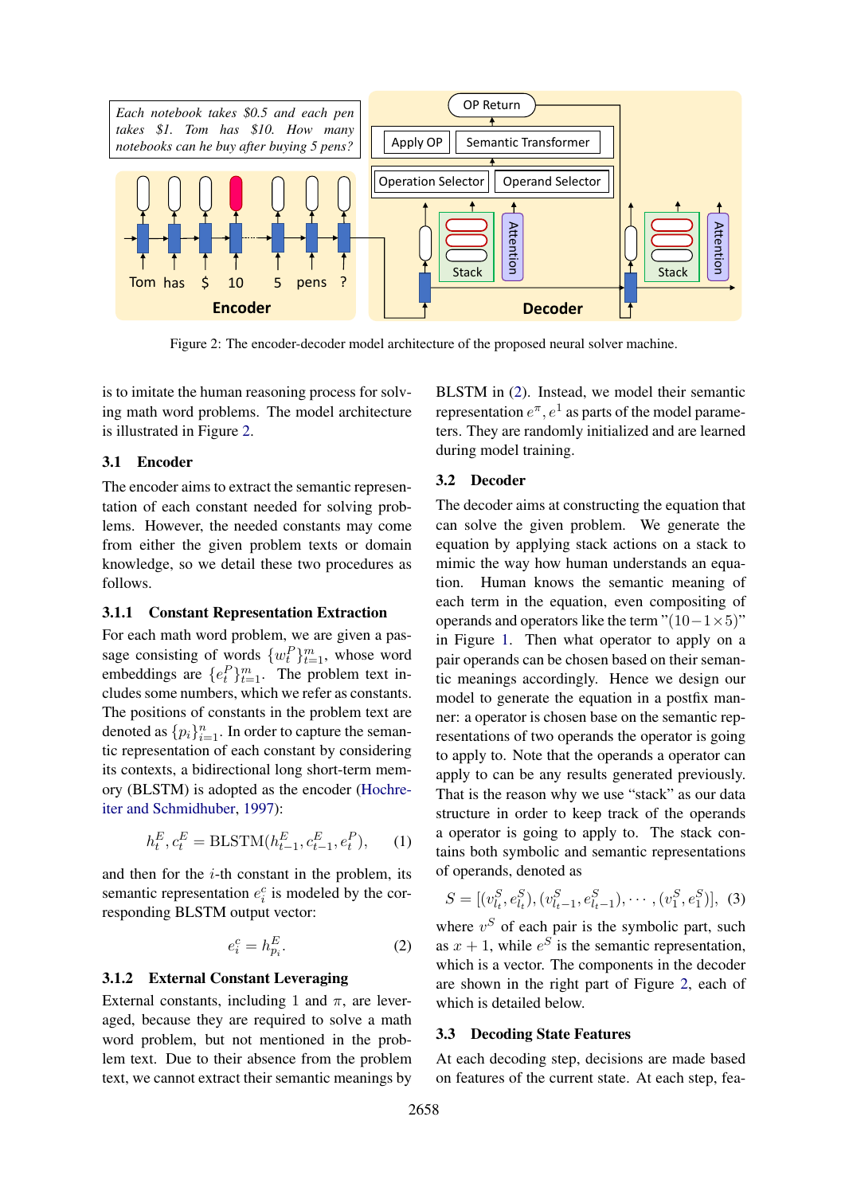Figure 2: The encoder-decoder model architecture of the proposed neural solver machine.

is to imitate the human reasoning process for solving math word problems. The model architecture is illustrated in Figure 2.

### 3.1 Encoder

The encoder aims to extract the semantic representation of each constant needed for solving problems. However, the needed constants may come from either the given problem texts or domain knowledge, so we detail these two procedures as follows.

#### 3.1.1 Constant Representation Extraction

For each math word problem, we are given a passage consisting of words $\{w_t^P\}_{t=1}^m$, whose word embeddings are $\{e_t^P\}_{t=1}^m$. The problem text includes some numbers, which we refer as constants. The positions of constants in the problem text are denoted as $\{p_i\}_{i=1}^n$. In order to capture the semantic representation of each constant by considering its contexts, a bidirectional long short-term memory (BLSTM) is adopted as the encoder (Hochreiter and Schmidhuber, 1997):

$$h_t^E, c_t^E = \text{BLSTM}(h_{t-1}^E, c_{t-1}^E, e_t^P), \quad (1)$$

and then for the $i$-th constant in the problem, its semantic representation $e_i^c$ is modeled by the corresponding BLSTM output vector:

$$e_i^c = h_{p_i}^E. \quad (2)$$

#### 3.1.2 External Constant Leveraging

External constants, including 1 and $\pi$, are leveraged, because they are required to solve a math word problem, but not mentioned in the problem text. Due to their absence from the problem text, we cannot extract their semantic meanings by BLSTM in (2). Instead, we model their semantic representation $e^\pi, e^1$ as parts of the model parameters. They are randomly initialized and are learned during model training.

### 3.2 Decoder

The decoder aims at constructing the equation that can solve the given problem. We generate the equation by applying stack actions on a stack to mimic the way how human understands an equation. Human knows the semantic meaning of each term in the equation, even compositing of operands and operators like the term "$(10-1\times5)$" in Figure 1. Then what operator to apply on a pair operands can be chosen based on their semantic meanings accordingly. Hence we design our model to generate the equation in a postfix manner: a operator is chosen base on the semantic representations of two operands the operator is going to apply to. Note that the operands a operator can apply to can be any results generated previously. That is the reason why we use "stack" as our data structure in order to keep track of the operands a operator is going to apply to. The stack contains both symbolic and semantic representations of operands, denoted as

$$S = [(v_{l_t}^S, e_{l_t}^S), (v_{l_t-1}^S, e_{l_t-1}^S), \cdots, (v_1^S, e_1^S)], \quad (3)$$

where $v^S$ of each pair is the symbolic part, such as $x+1$, while $e^S$ is the semantic representation, which is a vector. The components in the decoder are shown in the right part of Figure 2, each of which is detailed below.

### 3.3 Decoding State Features

At each decoding step, decisions are made based on features of the current state. At each step, fea-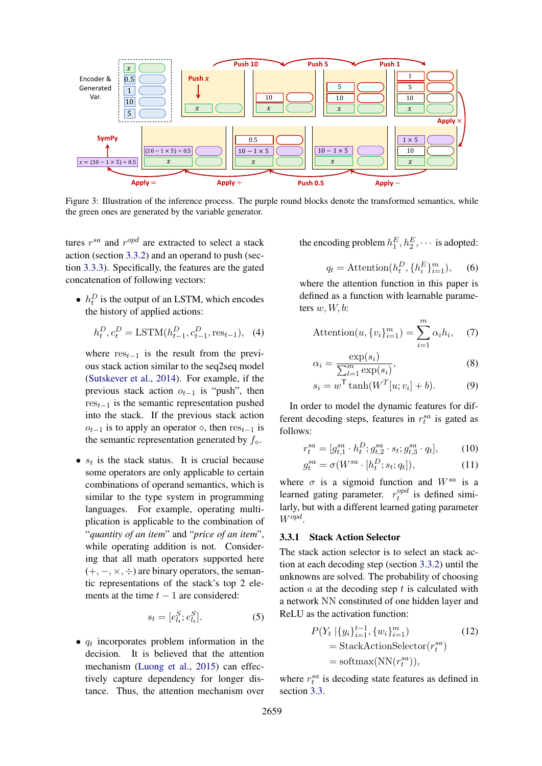Figure 3: Illustration of the inference process. The purple round blocks denote the transformed semantics, while the green ones are generated by the variable generator.

tures $r^{sa}$ and $r^{opd}$ are extracted to select a stack action (section 3.3.2) and an operand to push (section 3.3.3). Specifically, the features are the gated concatenation of following vectors:

- $h_t^D$ is the output of an LSTM, which encodes the history of applied actions:

$$h_t^D, c_t^D = \text{LSTM}(h_{t-1}^D, c_{t-1}^D, \text{res}_{t-1}), \quad (4)$$

  where $\text{res}_{t-1}$ is the result from the previous stack action similar to the seq2seq model (Sutskever et al., 2014). For example, if the previous stack action $o_{t-1}$ is "push", then $\text{res}_{t-1}$ is the semantic representation pushed into the stack. If the previous stack action $o_{t-1}$ is to apply an operator $\diamond$, then $\text{res}_{t-1}$ is the semantic representation generated by $f_\diamond$.

- $s_t$ is the stack status. It is crucial because some operators are only applicable to certain combinations of operand semantics, which is similar to the type system in programming languages. For example, operating multiplication is applicable to the combination of "*quantity of an item*" and "*price of an item*", while operating addition is not. Considering that all math operators supported here $(+, -, \times, \div)$ are binary operators, the semantic representations of the stack's top 2 elements at the time $t-1$ are considered:

$$s_t = [e_{l_t}^S; e_{l_t}^S]. \quad (5)$$

- $q_t$ incorporates problem information in the decision. It is believed that the attention mechanism (Luong et al., 2015) can effectively capture dependency for longer distance. Thus, the attention mechanism over the encoding problem $h_1^E, h_2^E, \cdots$ is adopted:

$$q_t = \text{Attention}(h_t^D, \{h_i^E\}_{i=1}^m), \quad (6)$$

where the attention function in this paper is defined as a function with learnable parameters $w, W, b$:

$$\text{Attention}(u, \{v_i\}_{i=1}^m) = \sum_{i=1}^m \alpha_i h_i, \quad (7)$$

$$\alpha_i = \frac{\exp(s_i)}{\sum_{l=1}^m \exp(s_i)}, \quad (8)$$

$$s_i = w^\mathsf{T} \tanh(W^T[u; v_i] + b). \quad (9)$$

In order to model the dynamic features for different decoding steps, features in $r_t^{sa}$ is gated as follows:

$$r_t^{sa} = [g_{t,1}^{sa} \cdot h_t^D; g_{t,2}^{sa} \cdot s_t; g_{t,3}^{sa} \cdot q_t], \quad (10)$$

$$g_t^{sa} = \sigma(W^{sa} \cdot [h_t^D; s_t; q_t]), \quad (11)$$

where $\sigma$ is a sigmoid function and $W^{sa}$ is a learned gating parameter. $r_t^{opd}$ is defined similarly, but with a different learned gating parameter $W^{opd}$.

### 3.3.1 Stack Action Selector

The stack action selector is to select an stack action at each decoding step (section 3.3.2) until the unknowns are solved. The probability of choosing action $a$ at the decoding step $t$ is calculated with a network NN constituted of one hidden layer and ReLU as the activation function:

$$\begin{aligned} &P(Y_t \mid \{y_i\}_{i=1}^{t-1}, \{w_i\}_{i=1}^m) \quad (12)\\ &= \text{StackActionSelector}(r_t^{sa}) \\ &= \text{softmax}(\text{NN}(r_t^{sa})), \end{aligned}$$

where $r_t^{sa}$ is decoding state features as defined in section 3.3.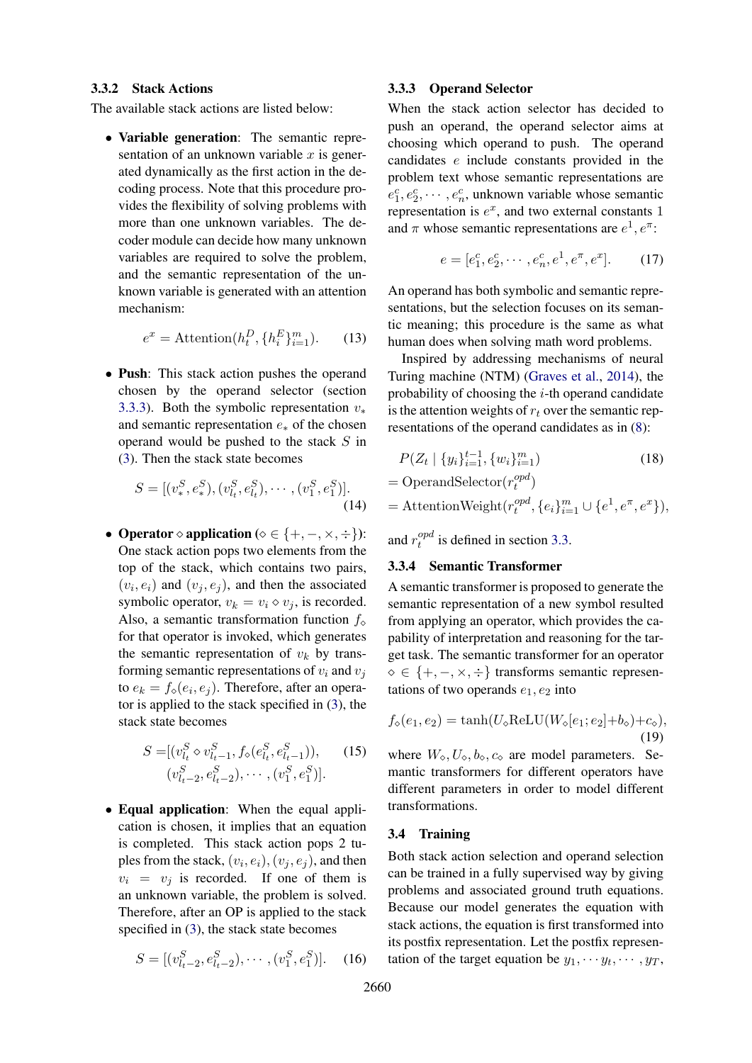### 3.3.2 Stack Actions

The available stack actions are listed below:

- **Variable generation**: The semantic representation of an unknown variable $x$ is generated dynamically as the first action in the decoding process. Note that this procedure provides the flexibility of solving problems with more than one unknown variables. The decoder module can decide how many unknown variables are required to solve the problem, and the semantic representation of the unknown variable is generated with an attention mechanism:

$$e^x = \text{Attention}(h_t^D, \{h_i^E\}_{i=1}^m). \tag{13}$$

- **Push**: This stack action pushes the operand chosen by the operand selector (section 3.3.3). Both the symbolic representation $v_*$ and semantic representation $e_*$ of the chosen operand would be pushed to the stack $S$ in (3). Then the stack state becomes

$$S = [(v_*^S, e_*^S), (v_{l_t}^S, e_{l_t}^S), \cdots, (v_1^S, e_1^S)]. \tag{14}$$

- **Operator $\diamond$ application ($\diamond \in \{+, -, \times, \div\}$)**: One stack action pops two elements from the top of the stack, which contains two pairs, $(v_i, e_i)$ and $(v_j, e_j)$, and then the associated symbolic operator, $v_k = v_i \diamond v_j$, is recorded. Also, a semantic transformation function $f_\diamond$ for that operator is invoked, which generates the semantic representation of $v_k$ by transforming semantic representations of $v_i$ and $v_j$ to $e_k = f_\diamond(e_i, e_j)$. Therefore, after an operator is applied to the stack specified in (3), the stack state becomes

$$\begin{aligned} S =[&(v_{l_t}^S \diamond v_{l_t-1}^S, f_\diamond(e_{l_t}^S, e_{l_t-1}^S)), \\ &(v_{l_t-2}^S, e_{l_t-2}^S), \cdots, (v_1^S, e_1^S)]. \end{aligned} \tag{15}$$

- **Equal application**: When the equal application is chosen, it implies that an equation is completed. This stack action pops 2 tuples from the stack, $(v_i, e_i), (v_j, e_j)$, and then $v_i = v_j$ is recorded. If one of them is an unknown variable, the problem is solved. Therefore, after an OP is applied to the stack specified in (3), the stack state becomes

$$S = [(v_{l_t-2}^S, e_{l_t-2}^S), \cdots, (v_1^S, e_1^S)]. \tag{16}$$

### 3.3.3 Operand Selector

When the stack action selector has decided to push an operand, the operand selector aims at choosing which operand to push. The operand candidates $e$ include constants provided in the problem text whose semantic representations are $e_1^c, e_2^c, \cdots, e_n^c$, unknown variable whose semantic representation is $e^x$, and two external constants $1$ and $\pi$ whose semantic representations are $e^1, e^\pi$:

$$e = [e_1^c, e_2^c, \cdots, e_n^c, e^1, e^\pi, e^x]. \tag{17}$$

An operand has both symbolic and semantic representations, but the selection focuses on its semantic meaning; this procedure is the same as what human does when solving math word problems.

Inspired by addressing mechanisms of neural Turing machine (NTM) (Graves et al., 2014), the probability of choosing the $i$-th operand candidate is the attention weights of $r_t$ over the semantic representations of the operand candidates as in (8):

$$\begin{aligned} &P(Z_t \mid \{y_i\}_{i=1}^{t-1}, \{w_i\}_{i=1}^m) \\ &= \text{OperandSelector}(r_t^{opd}) \\ &= \text{AttentionWeight}(r_t^{opd}, \{e_i\}_{i=1}^m \cup \{e^1, e^\pi, e^x\}), \end{aligned} \tag{18}$$

and $r_t^{opd}$ is defined in section 3.3.

### 3.3.4 Semantic Transformer

A semantic transformer is proposed to generate the semantic representation of a new symbol resulted from applying an operator, which provides the capability of interpretation and reasoning for the target task. The semantic transformer for an operator $\diamond \in \{+, -, \times, \div\}$ transforms semantic representations of two operands $e_1, e_2$ into

$$f_\diamond(e_1, e_2) = \tanh(U_\diamond \text{ReLU}(W_\diamond[e_1; e_2] + b_\diamond) + c_\diamond), \tag{19}$$

where $W_\diamond, U_\diamond, b_\diamond, c_\diamond$ are model parameters. Semantic transformers for different operators have different parameters in order to model different transformations.

## 3.4 Training

Both stack action selection and operand selection can be trained in a fully supervised way by giving problems and associated ground truth equations. Because our model generates the equation with stack actions, the equation is first transformed into its postfix representation. Let the postfix representation of the target equation be $y_1, \cdots y_t, \cdots, y_T$,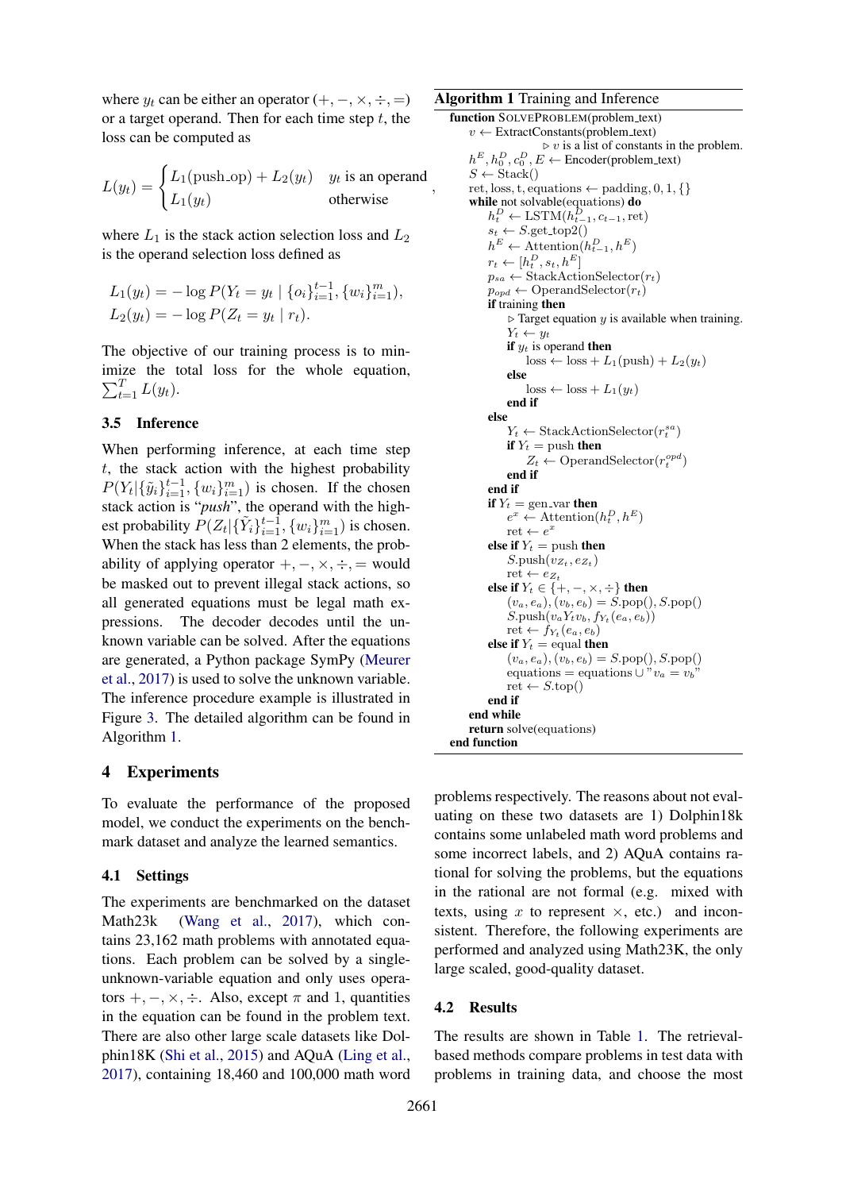where $y_t$ can be either an operator ($+, -, \times, \div, =$) or a target operand. Then for each time step $t$, the loss can be computed as

$$L(y_t) = \begin{cases} L_1(\text{push\_op}) + L_2(y_t) & y_t \text{ is an operand} \\ L_1(y_t) & \text{otherwise} \end{cases},$$

where $L_1$ is the stack action selection loss and $L_2$ is the operand selection loss defined as

$$L_1(y_t) = -\log P(Y_t = y_t \mid \{o_i\}_{i=1}^{t-1}, \{w_i\}_{i=1}^{m}),$$
$$L_2(y_t) = -\log P(Z_t = y_t \mid r_t).$$

The objective of our training process is to minimize the total loss for the whole equation, $\sum_{t=1}^{T} L(y_t)$.

### 3.5 Inference

When performing inference, at each time step $t$, the stack action with the highest probability $P(Y_t|\{\tilde{y}_i\}_{i=1}^{t-1}, \{w_i\}_{i=1}^{m})$ is chosen. If the chosen stack action is "*push*", the operand with the highest probability $P(Z_t|\{\tilde{Y}_i\}_{i=1}^{t-1}, \{w_i\}_{i=1}^{m})$ is chosen. When the stack has less than 2 elements, the probability of applying operator $+, -, \times, \div, =$ would be masked out to prevent illegal stack actions, so all generated equations must be legal math expressions. The decoder decodes until the unknown variable can be solved. After the equations are generated, a Python package SymPy (Meurer et al., 2017) is used to solve the unknown variable. The inference procedure example is illustrated in Figure 3. The detailed algorithm can be found in Algorithm 1.

**Algorithm 1** Training and Inference

```
function SolveProblem(problem_text)
    v ← ExtractConstants(problem_text)
                        ▷ v is a list of constants in the problem.
    h^E, h^D_0, c^D_0, E ← Encoder(problem_text)
    S ← Stack()
    ret, loss, t, equations ← padding, 0, 1, {}
    while not solvable(equations) do
        h^D_t ← LSTM(h^D_{t-1}, c_{t-1}, ret)
        s_t ← S.get_top2()
        h^E ← Attention(h^D_{t-1}, h^E)
        r_t ← [h^D_t, s_t, h^E]
        p_sa ← StackActionSelector(r_t)
        p_opd ← OperandSelector(r_t)
        if training then
            ▷ Target equation y is available when training.
            Y_t ← y_t
            if y_t is operand then
                loss ← loss + L_1(push) + L_2(y_t)
            else
                loss ← loss + L_1(y_t)
            end if
        else
            Y_t ← StackActionSelector(r^sa_t)
            if Y_t = push then
                Z_t ← OperandSelector(r^opd_t)
            end if
        end if
        if Y_t = gen_var then
            e^x ← Attention(h^D_t, h^E)
            ret ← e^x
        else if Y_t = push then
            S.push(v_{Z_t}, e_{Z_t})
            ret ← e_{Z_t}
        else if Y_t ∈ {+, −, ×, ÷} then
            (v_a, e_a), (v_b, e_b) = S.pop(), S.pop()
            S.push(v_a Y_t v_b, f_{Y_t}(e_a, e_b))
            ret ← f_{Y_t}(e_a, e_b)
        else if Y_t = equal then
            (v_a, e_a), (v_b, e_b) = S.pop(), S.pop()
            equations = equations ∪ "v_a = v_b"
            ret ← S.top()
        end if
    end while
    return solve(equations)
end function
```

## 4 Experiments

To evaluate the performance of the proposed model, we conduct the experiments on the benchmark dataset and analyze the learned semantics.

### 4.1 Settings

The experiments are benchmarked on the dataset Math23k (Wang et al., 2017), which contains 23,162 math problems with annotated equations. Each problem can be solved by a single-unknown-variable equation and only uses operators $+, -, \times, \div$. Also, except $\pi$ and 1, quantities in the equation can be found in the problem text. There are also other large scale datasets like Dolphin18K (Shi et al., 2015) and AQuA (Ling et al., 2017), containing 18,460 and 100,000 math word problems respectively. The reasons about not evaluating on these two datasets are 1) Dolphin18k contains some unlabeled math word problems and some incorrect labels, and 2) AQuA contains rational for solving the problems, but the equations in the rational are not formal (e.g. mixed with texts, using $x$ to represent $\times$, etc.) and inconsistent. Therefore, the following experiments are performed and analyzed using Math23K, the only large scaled, good-quality dataset.

### 4.2 Results

The results are shown in Table 1. The retrieval-based methods compare problems in test data with problems in training data, and choose the most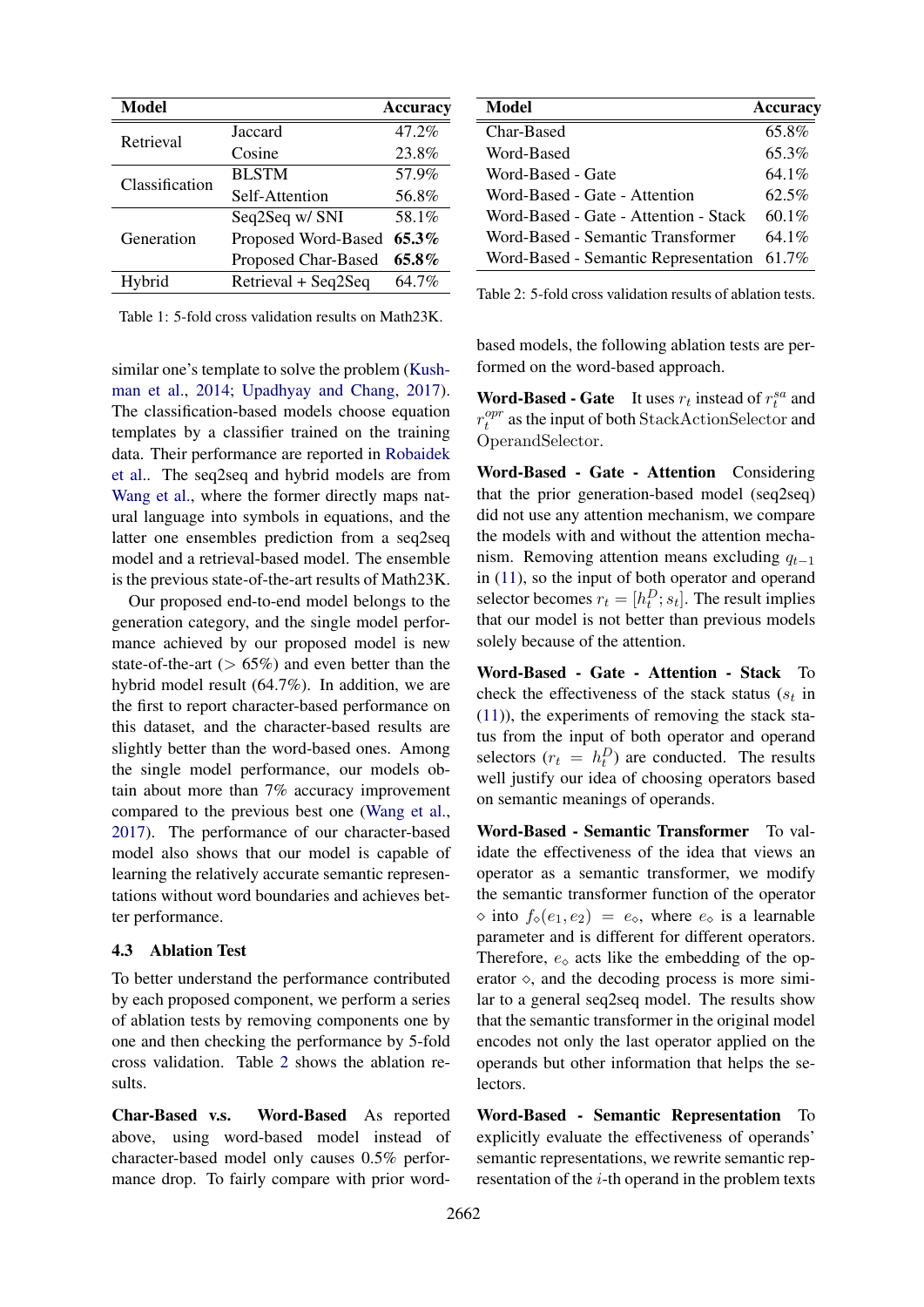| Model | | Accuracy |
|---|---|---|
| Retrieval | Jaccard | 47.2% |
| | Cosine | 23.8% |
| Classification | BLSTM | 57.9% |
| | Self-Attention | 56.8% |
| Generation | Seq2Seq w/ SNI | 58.1% |
| | Proposed Word-Based | **65.3%** |
| | Proposed Char-Based | **65.8%** |
| Hybrid | Retrieval + Seq2Seq | 64.7% |

Table 1: 5-fold cross validation results on Math23K.

| Model | Accuracy |
|---|---|
| Char-Based | 65.8% |
| Word-Based | 65.3% |
| Word-Based - Gate | 64.1% |
| Word-Based - Gate - Attention | 62.5% |
| Word-Based - Gate - Attention - Stack | 60.1% |
| Word-Based - Semantic Transformer | 64.1% |
| Word-Based - Semantic Representation | 61.7% |

Table 2: 5-fold cross validation results of ablation tests.

similar one's template to solve the problem (Kushman et al., 2014; Upadhyay and Chang, 2017). The classification-based models choose equation templates by a classifier trained on the training data. Their performance are reported in Robaidek et al.. The seq2seq and hybrid models are from Wang et al., where the former directly maps natural language into symbols in equations, and the latter one ensembles prediction from a seq2seq model and a retrieval-based model. The ensemble is the previous state-of-the-art results of Math23K.

Our proposed end-to-end model belongs to the generation category, and the single model performance achieved by our proposed model is new state-of-the-art ($> 65\%$) and even better than the hybrid model result (64.7%). In addition, we are the first to report character-based performance on this dataset, and the character-based results are slightly better than the word-based ones. Among the single model performance, our models obtain about more than 7% accuracy improvement compared to the previous best one (Wang et al., 2017). The performance of our character-based model also shows that our model is capable of learning the relatively accurate semantic representations without word boundaries and achieves better performance.

### 4.3 Ablation Test

To better understand the performance contributed by each proposed component, we perform a series of ablation tests by removing components one by one and then checking the performance by 5-fold cross validation. Table 2 shows the ablation results.

**Char-Based v.s. Word-Based** As reported above, using word-based model instead of character-based model only causes 0.5% performance drop. To fairly compare with prior word-based models, the following ablation tests are performed on the word-based approach.

**Word-Based - Gate** It uses $r_t$ instead of $r_t^{sa}$ and $r_t^{opr}$ as the input of both $\mathrm{StackActionSelector}$ and $\mathrm{OperandSelector}$.

**Word-Based - Gate - Attention** Considering that the prior generation-based model (seq2seq) did not use any attention mechanism, we compare the models with and without the attention mechanism. Removing attention means excluding $q_{t-1}$ in (11), so the input of both operator and operand selector becomes $r_t = [h_t^D; s_t]$. The result implies that our model is not better than previous models solely because of the attention.

**Word-Based - Gate - Attention - Stack** To check the effectiveness of the stack status ($s_t$ in (11)), the experiments of removing the stack status from the input of both operator and operand selectors ($r_t = h_t^D$) are conducted. The results well justify our idea of choosing operators based on semantic meanings of operands.

**Word-Based - Semantic Transformer** To validate the effectiveness of the idea that views an operator as a semantic transformer, we modify the semantic transformer function of the operator $\diamond$ into $f_\diamond(e_1, e_2) = e_\diamond$, where $e_\diamond$ is a learnable parameter and is different for different operators. Therefore, $e_\diamond$ acts like the embedding of the operator $\diamond$, and the decoding process is more similar to a general seq2seq model. The results show that the semantic transformer in the original model encodes not only the last operator applied on the operands but other information that helps the selectors.

**Word-Based - Semantic Representation** To explicitly evaluate the effectiveness of operands' semantic representations, we rewrite semantic representation of the $i$-th operand in the problem texts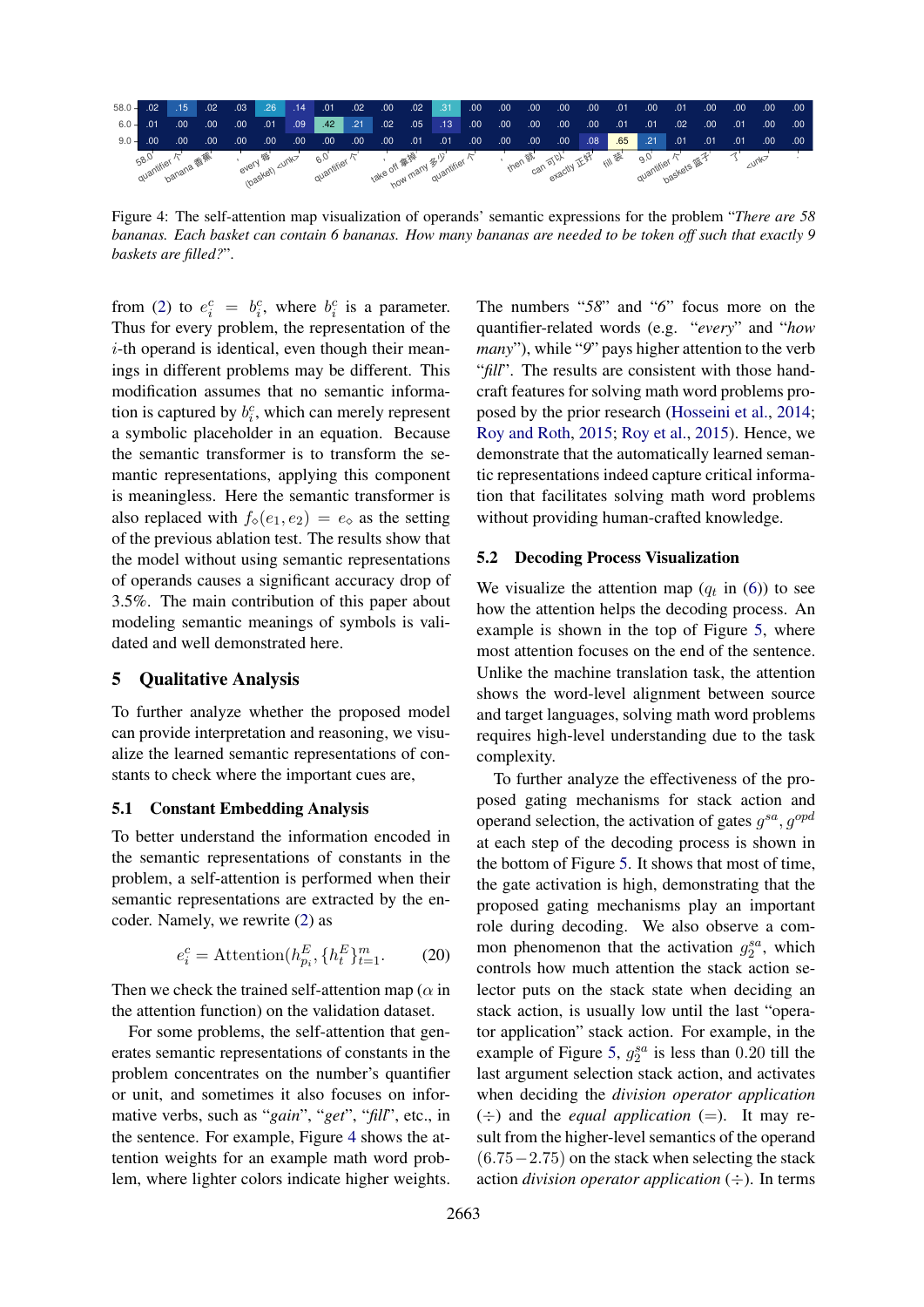| | 58.0 | quantifier 个 | banana 香蕉 | ' | every 每 | (basket) <unk> | 6.0 | quantifier 个 | , | take off 拿掉 | how many 多少 | quantifier 个 | , | then 就 | can 可以 | exactly 正好 | fill 装 | 9.0 | quantifier 个 | baskets 篮子 | 了 | <unk> | . |
|---|---|---|---|---|---|---|---|---|---|---|---|---|---|---|---|---|---|---|---|---|---|---|---|
| 58.0 | .02 | .15 | .02 | .03 | .26 | .14 | .01 | .02 | .00 | .02 | .31 | .00 | .00 | .00 | .00 | .00 | .01 | .00 | .01 | .00 | .00 | .00 | .00 |
| 6.0 | .01 | .00 | .00 | .00 | .01 | .09 | .42 | .21 | .02 | .05 | .13 | .00 | .00 | .00 | .00 | .00 | .01 | .01 | .02 | .00 | .01 | .00 | .00 |
| 9.0 | .00 | .00 | .00 | .00 | .00 | .00 | .00 | .00 | .00 | .01 | .01 | .00 | .00 | .00 | .00 | .08 | .65 | .21 | .01 | .01 | .01 | .00 | .00 |

Figure 4: The self-attention map visualization of operands' semantic expressions for the problem "*There are 58 bananas. Each basket can contain 6 bananas. How many bananas are needed to be token off such that exactly 9 baskets are filled?*".

from (2) to $e_i^c = b_i^c$, where $b_i^c$ is a parameter. Thus for every problem, the representation of the $i$-th operand is identical, even though their meanings in different problems may be different. This modification assumes that no semantic information is captured by $b_i^c$, which can merely represent a symbolic placeholder in an equation. Because the semantic transformer is to transform the semantic representations, applying this component is meaningless. Here the semantic transformer is also replaced with $f_\diamond(e_1, e_2) = e_\diamond$ as the setting of the previous ablation test. The results show that the model without using semantic representations of operands causes a significant accuracy drop of 3.5%. The main contribution of this paper about modeling semantic meanings of symbols is validated and well demonstrated here.

## 5 Qualitative Analysis

To further analyze whether the proposed model can provide interpretation and reasoning, we visualize the learned semantic representations of constants to check where the important cues are,

### 5.1 Constant Embedding Analysis

To better understand the information encoded in the semantic representations of constants in the problem, a self-attention is performed when their semantic representations are extracted by the encoder. Namely, we rewrite (2) as

$$e_i^c = \text{Attention}(h_{p_i}^E, \{h_t^E\}_{t=1}^m. \qquad (20)$$

Then we check the trained self-attention map ($\alpha$ in the attention function) on the validation dataset.

For some problems, the self-attention that generates semantic representations of constants in the problem concentrates on the number's quantifier or unit, and sometimes it also focuses on informative verbs, such as "*gain*", "*get*", "*fill*", etc., in the sentence. For example, Figure 4 shows the attention weights for an example math word problem, where lighter colors indicate higher weights. The numbers "*58*" and "*6*" focus more on the quantifier-related words (e.g. "*every*" and "*how many*"), while "*9*" pays higher attention to the verb "*fill*". The results are consistent with those handcraft features for solving math word problems proposed by the prior research (Hosseini et al., 2014; Roy and Roth, 2015; Roy et al., 2015). Hence, we demonstrate that the automatically learned semantic representations indeed capture critical information that facilitates solving math word problems without providing human-crafted knowledge.

### 5.2 Decoding Process Visualization

We visualize the attention map ($q_t$ in (6)) to see how the attention helps the decoding process. An example is shown in the top of Figure 5, where most attention focuses on the end of the sentence. Unlike the machine translation task, the attention shows the word-level alignment between source and target languages, solving math word problems requires high-level understanding due to the task complexity.

To further analyze the effectiveness of the proposed gating mechanisms for stack action and operand selection, the activation of gates $g^{sa}, g^{opd}$ at each step of the decoding process is shown in the bottom of Figure 5. It shows that most of time, the gate activation is high, demonstrating that the proposed gating mechanisms play an important role during decoding. We also observe a common phenomenon that the activation $g_2^{sa}$, which controls how much attention the stack action selector puts on the stack state when deciding an stack action, is usually low until the last "operator application" stack action. For example, in the example of Figure 5, $g_2^{sa}$ is less than 0.20 till the last argument selection stack action, and activates when deciding the *division operator application* ($\div$) and the *equal application* ($=$). It may result from the higher-level semantics of the operand $(6.75-2.75)$ on the stack when selecting the stack action *division operator application* ($\div$). In terms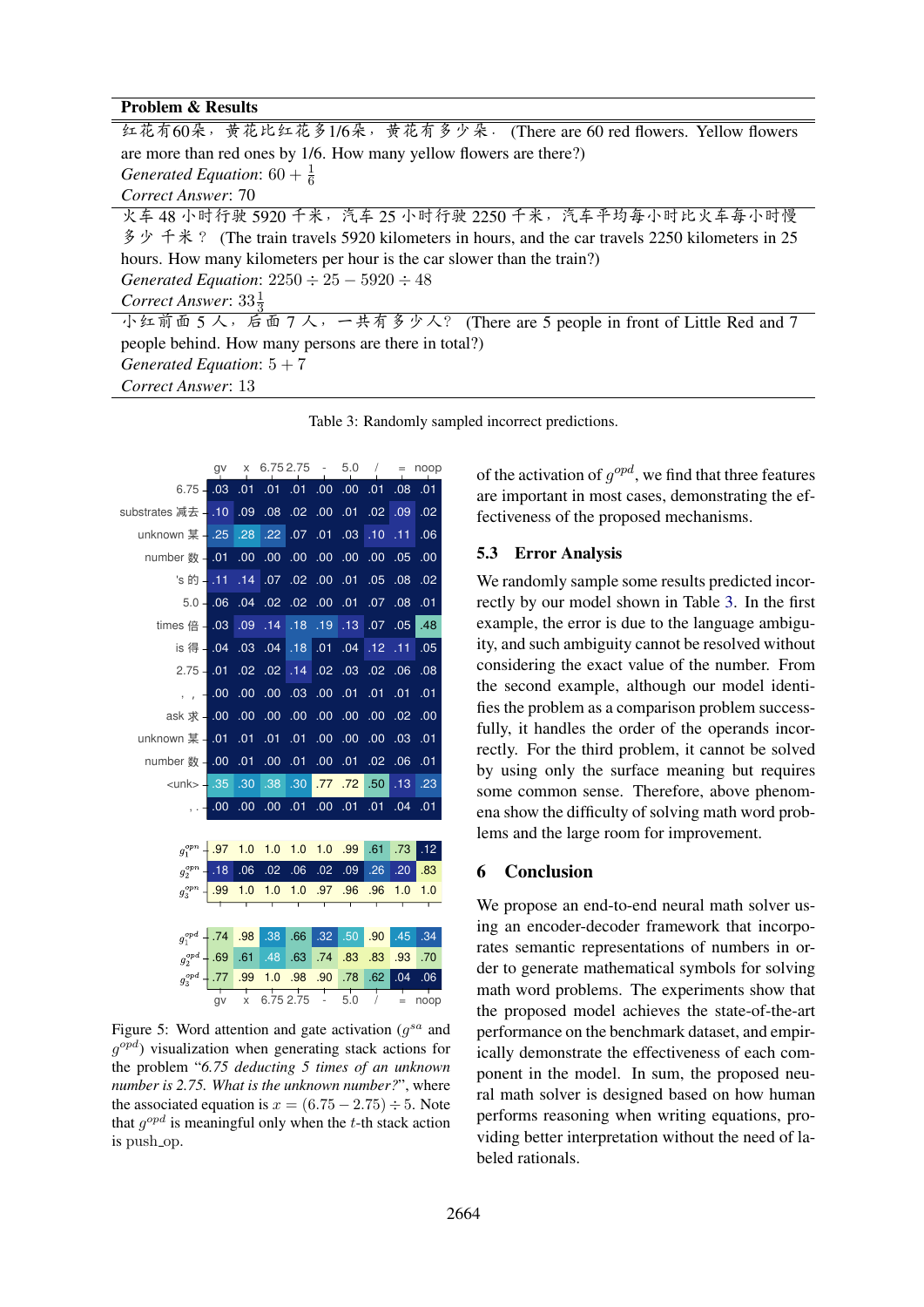| Problem & Results |
|---|
| 红花有60朵，黄花比红花多1/6朵，黄花有多少朵. (There are 60 red flowers. Yellow flowers are more than red ones by 1/6. How many yellow flowers are there?) <br> *Generated Equation*: $60 + \frac{1}{6}$ <br> *Correct Answer*: 70 |
| 火车 48 小时行驶 5920 千米，汽车 25 小时行驶 2250 千米，汽车平均每小时比火车每小时慢多少千米？ (The train travels 5920 kilometers in hours, and the car travels 2250 kilometers in 25 hours. How many kilometers per hour is the car slower than the train?) <br> *Generated Equation*: $2250 \div 25 - 5920 \div 48$ <br> *Correct Answer*: $33\frac{1}{3}$ |
| 小红前面 5 人，后面 7 人，一共有多少人？ (There are 5 people in front of Little Red and 7 people behind. How many persons are there in total?) <br> *Generated Equation*: $5 + 7$ <br> *Correct Answer*: 13 |

Table 3: Randomly sampled incorrect predictions.

| | gv | x | 6.75 | 2.75 | - | 5.0 | / | = | noop |
|---|---|---|---|---|---|---|---|---|---|
| 6.75 | .03 | .01 | .01 | .01 | .00 | .00 | .01 | .08 | .01 |
| substrates 减去 | .10 | .09 | .08 | .02 | .00 | .01 | .02 | .09 | .02 |
| unknown 某 | .25 | .28 | .22 | .07 | .01 | .03 | .10 | .11 | .06 |
| number 数 | .01 | .00 | .00 | .00 | .00 | .00 | .00 | .05 | .00 |
| 's 的 | .11 | .14 | .07 | .02 | .00 | .01 | .05 | .08 | .02 |
| 5.0 | .06 | .04 | .02 | .02 | .00 | .01 | .07 | .08 | .01 |
| times 倍 | .03 | .09 | .14 | .18 | .19 | .13 | .07 | .05 | .48 |
| is 得 | .04 | .03 | .04 | .18 | .01 | .04 | .12 | .11 | .05 |
| 2.75 | .01 | .02 | .02 | .14 | .02 | .03 | .02 | .06 | .08 |
| , , | .00 | .00 | .00 | .03 | .00 | .01 | .01 | .01 | .01 |
| ask 求 | .00 | .00 | .00 | .00 | .00 | .00 | .00 | .02 | .00 |
| unknown 某 | .01 | .01 | .01 | .01 | .00 | .00 | .00 | .03 | .01 |
| number 数 | .00 | .01 | .00 | .01 | .00 | .01 | .02 | .06 | .01 |
| <unk> | .35 | .30 | .38 | .30 | .77 | .72 | .50 | .13 | .23 |
| , . | .00 | .00 | .00 | .01 | .00 | .01 | .01 | .04 | .01 |
| $g_1^{opn}$ | .97 | 1.0 | 1.0 | 1.0 | 1.0 | .99 | .61 | .73 | .12 |
| $g_2^{opn}$ | .18 | .06 | .02 | .06 | .02 | .09 | .26 | .20 | .83 |
| $g_3^{opn}$ | .99 | 1.0 | 1.0 | 1.0 | .97 | .96 | .96 | 1.0 | 1.0 |
| $g_1^{opd}$ | .74 | .98 | .38 | .66 | .32 | .50 | .90 | .45 | .34 |
| $g_2^{opd}$ | .69 | .61 | .48 | .63 | .74 | .83 | .83 | .93 | .70 |
| $g_3^{opd}$ | .77 | .99 | 1.0 | .98 | .90 | .78 | .62 | .04 | .06 |

Figure 5: Word attention and gate activation ($g^{sa}$ and $g^{opd}$) visualization when generating stack actions for the problem "*6.75 deducting 5 times of an unknown number is 2.75. What is the unknown number?*", where the associated equation is $x = (6.75 - 2.75) \div 5$. Note that $g^{opd}$ is meaningful only when the $t$-th stack action is push_op.

of the activation of $g^{opd}$, we find that three features are important in most cases, demonstrating the effectiveness of the proposed mechanisms.

## 5.3 Error Analysis

We randomly sample some results predicted incorrectly by our model shown in Table 3. In the first example, the error is due to the language ambiguity, and such ambiguity cannot be resolved without considering the exact value of the number. From the second example, although our model identifies the problem as a comparison problem successfully, it handles the order of the operands incorrectly. For the third problem, it cannot be solved by using only the surface meaning but requires some common sense. Therefore, above phenomena show the difficulty of solving math word problems and the large room for improvement.

# 6 Conclusion

We propose an end-to-end neural math solver using an encoder-decoder framework that incorporates semantic representations of numbers in order to generate mathematical symbols for solving math word problems. The experiments show that the proposed model achieves the state-of-the-art performance on the benchmark dataset, and empirically demonstrate the effectiveness of each component in the model. In sum, the proposed neural math solver is designed based on how human performs reasoning when writing equations, providing better interpretation without the need of labeled rationals.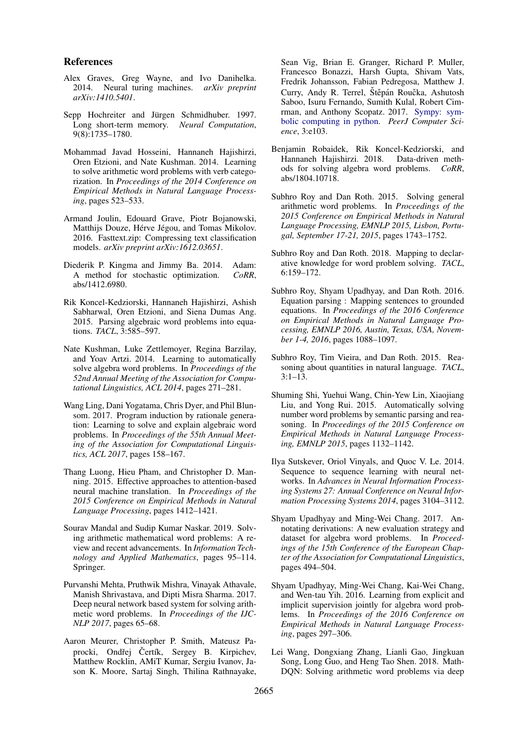## References

Alex Graves, Greg Wayne, and Ivo Danihelka. 2014. Neural turing machines. *arXiv preprint arXiv:1410.5401*.

Sepp Hochreiter and Jürgen Schmidhuber. 1997. Long short-term memory. *Neural Computation*, 9(8):1735–1780.

Mohammad Javad Hosseini, Hannaneh Hajishirzi, Oren Etzioni, and Nate Kushman. 2014. Learning to solve arithmetic word problems with verb categorization. In *Proceedings of the 2014 Conference on Empirical Methods in Natural Language Processing*, pages 523–533.

Armand Joulin, Edouard Grave, Piotr Bojanowski, Matthijs Douze, Hérve Jégou, and Tomas Mikolov. 2016. Fasttext.zip: Compressing text classification models. *arXiv preprint arXiv:1612.03651*.

Diederik P. Kingma and Jimmy Ba. 2014. Adam: A method for stochastic optimization. *CoRR*, abs/1412.6980.

Rik Koncel-Kedziorski, Hannaneh Hajishirzi, Ashish Sabharwal, Oren Etzioni, and Siena Dumas Ang. 2015. Parsing algebraic word problems into equations. *TACL*, 3:585–597.

Nate Kushman, Luke Zettlemoyer, Regina Barzilay, and Yoav Artzi. 2014. Learning to automatically solve algebra word problems. In *Proceedings of the 52nd Annual Meeting of the Association for Computational Linguistics, ACL 2014*, pages 271–281.

Wang Ling, Dani Yogatama, Chris Dyer, and Phil Blunsom. 2017. Program induction by rationale generation: Learning to solve and explain algebraic word problems. In *Proceedings of the 55th Annual Meeting of the Association for Computational Linguistics, ACL 2017*, pages 158–167.

Thang Luong, Hieu Pham, and Christopher D. Manning. 2015. Effective approaches to attention-based neural machine translation. In *Proceedings of the 2015 Conference on Empirical Methods in Natural Language Processing*, pages 1412–1421.

Sourav Mandal and Sudip Kumar Naskar. 2019. Solving arithmetic mathematical word problems: A review and recent advancements. In *Information Technology and Applied Mathematics*, pages 95–114. Springer.

Purvanshi Mehta, Pruthwik Mishra, Vinayak Athavale, Manish Shrivastava, and Dipti Misra Sharma. 2017. Deep neural network based system for solving arithmetic word problems. In *Proceedings of the IJCNLP 2017*, pages 65–68.

Aaron Meurer, Christopher P. Smith, Mateusz Paprocki, Ondřej Čertík, Sergey B. Kirpichev, Matthew Rocklin, AMiT Kumar, Sergiu Ivanov, Jason K. Moore, Sartaj Singh, Thilina Rathnayake, Sean Vig, Brian E. Granger, Richard P. Muller, Francesco Bonazzi, Harsh Gupta, Shivam Vats, Fredrik Johansson, Fabian Pedregosa, Matthew J. Curry, Andy R. Terrel, Štěpán Roučka, Ashutosh Saboo, Isuru Fernando, Sumith Kulal, Robert Cimrman, and Anthony Scopatz. 2017. Sympy: symbolic computing in python. *PeerJ Computer Science*, 3:e103.

Benjamin Robaidek, Rik Koncel-Kedziorski, and Hannaneh Hajishirzi. 2018. Data-driven methods for solving algebra word problems. *CoRR*, abs/1804.10718.

Subhro Roy and Dan Roth. 2015. Solving general arithmetic word problems. In *Proceedings of the 2015 Conference on Empirical Methods in Natural Language Processing, EMNLP 2015, Lisbon, Portugal, September 17-21, 2015*, pages 1743–1752.

Subhro Roy and Dan Roth. 2018. Mapping to declarative knowledge for word problem solving. *TACL*, 6:159–172.

Subhro Roy, Shyam Upadhyay, and Dan Roth. 2016. Equation parsing : Mapping sentences to grounded equations. In *Proceedings of the 2016 Conference on Empirical Methods in Natural Language Processing, EMNLP 2016, Austin, Texas, USA, November 1-4, 2016*, pages 1088–1097.

Subhro Roy, Tim Vieira, and Dan Roth. 2015. Reasoning about quantities in natural language. *TACL*, 3:1–13.

Shuming Shi, Yuehui Wang, Chin-Yew Lin, Xiaojiang Liu, and Yong Rui. 2015. Automatically solving number word problems by semantic parsing and reasoning. In *Proceedings of the 2015 Conference on Empirical Methods in Natural Language Processing, EMNLP 2015*, pages 1132–1142.

Ilya Sutskever, Oriol Vinyals, and Quoc V. Le. 2014. Sequence to sequence learning with neural networks. In *Advances in Neural Information Processing Systems 27: Annual Conference on Neural Information Processing Systems 2014*, pages 3104–3112.

Shyam Upadhyay and Ming-Wei Chang. 2017. Annotating derivations: A new evaluation strategy and dataset for algebra word problems. In *Proceedings of the 15th Conference of the European Chapter of the Association for Computational Linguistics*, pages 494–504.

Shyam Upadhyay, Ming-Wei Chang, Kai-Wei Chang, and Wen-tau Yih. 2016. Learning from explicit and implicit supervision jointly for algebra word problems. In *Proceedings of the 2016 Conference on Empirical Methods in Natural Language Processing*, pages 297–306.

Lei Wang, Dongxiang Zhang, Lianli Gao, Jingkuan Song, Long Guo, and Heng Tao Shen. 2018. MathDQN: Solving arithmetic word problems via deep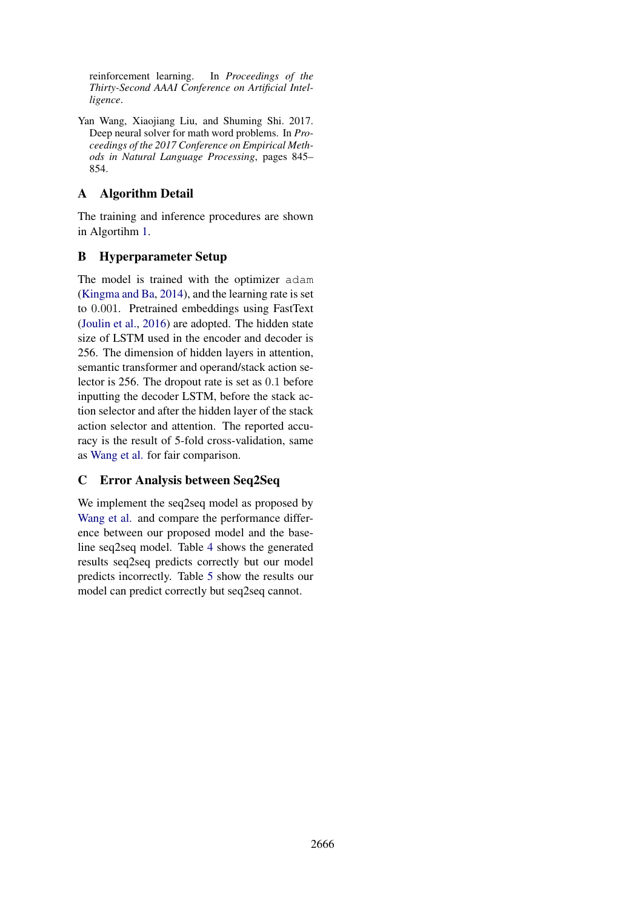reinforcement learning. In *Proceedings of the Thirty-Second AAAI Conference on Artificial Intelligence*.

Yan Wang, Xiaojiang Liu, and Shuming Shi. 2017. Deep neural solver for math word problems. In *Proceedings of the 2017 Conference on Empirical Methods in Natural Language Processing*, pages 845–854.

## A Algorithm Detail

The training and inference procedures are shown in Algortihm 1.

## B Hyperparameter Setup

The model is trained with the optimizer `adam` (Kingma and Ba, 2014), and the learning rate is set to 0.001. Pretrained embeddings using FastText (Joulin et al., 2016) are adopted. The hidden state size of LSTM used in the encoder and decoder is 256. The dimension of hidden layers in attention, semantic transformer and operand/stack action selector is 256. The dropout rate is set as 0.1 before inputting the decoder LSTM, before the stack action selector and after the hidden layer of the stack action selector and attention. The reported accuracy is the result of 5-fold cross-validation, same as Wang et al. for fair comparison.

## C Error Analysis between Seq2Seq

We implement the seq2seq model as proposed by Wang et al. and compare the performance difference between our proposed model and the baseline seq2seq model. Table 4 shows the generated results seq2seq predicts correctly but our model predicts incorrectly. Table 5 show the results our model can predict correctly but seq2seq cannot.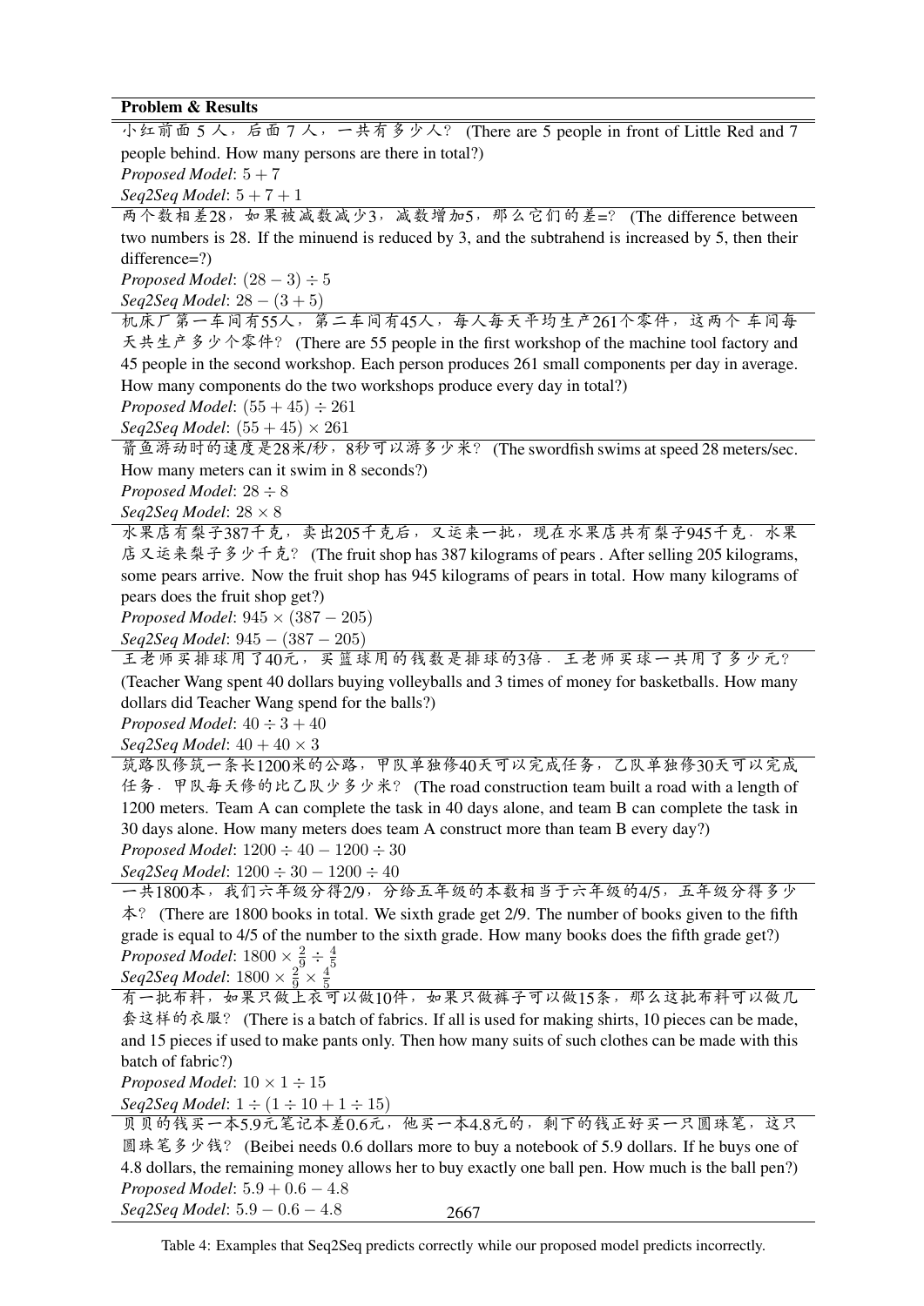| **Problem & Results** |
|---|
| 小红前面 5 人，后面 7 人，一共有多少人？ (There are 5 people in front of Little Red and 7 people behind. How many persons are there in total?)<br>*Proposed Model*: $5 + 7$<br>*Seq2Seq Model*: $5 + 7 + 1$ |
| 两个数相差28，如果被减数减少3，减数增加5，那么它们的差=？ (The difference between two numbers is 28. If the minuend is reduced by 3, and the subtrahend is increased by 5, then their difference=?)<br>*Proposed Model*: $(28 - 3) \div 5$<br>*Seq2Seq Model*: $28 - (3 + 5)$ |
| 机床厂第一车间有55人，第二车间有45人，每人每天平均生产261个零件，这两个 车间每天共生产多少个零件？ (There are 55 people in the first workshop of the machine tool factory and 45 people in the second workshop. Each person produces 261 small components per day in average. How many components do the two workshops produce every day in total?)<br>*Proposed Model*: $(55 + 45) \div 261$<br>*Seq2Seq Model*: $(55 + 45) \times 261$ |
| 箭鱼游动时的速度是28米/秒，8秒可以游多少米？ (The swordfish swims at speed 28 meters/sec. How many meters can it swim in 8 seconds?)<br>*Proposed Model*: $28 \div 8$<br>*Seq2Seq Model*: $28 \times 8$ |
| 水果店有梨子387千克，卖出205千克后，又运来一批，现在水果店共有梨子945千克．水果店又运来梨子多少千克？ (The fruit shop has 387 kilograms of pears . After selling 205 kilograms, some pears arrive. Now the fruit shop has 945 kilograms of pears in total. How many kilograms of pears does the fruit shop get?)<br>*Proposed Model*: $945 \times (387 - 205)$<br>*Seq2Seq Model*: $945 - (387 - 205)$ |
| 王老师买排球用了40元，买篮球用的钱数是排球的3倍．王老师买球一共用了多少元？ (Teacher Wang spent 40 dollars buying volleyballs and 3 times of money for basketballs. How many dollars did Teacher Wang spend for the balls?)<br>*Proposed Model*: $40 \div 3 + 40$<br>*Seq2Seq Model*: $40 + 40 \times 3$ |
| 筑路队修筑一条长1200米的公路，甲队单独修40天可以完成任务，乙队单独修30天可以完成任务．甲队每天修的比乙队少多少米？ (The road construction team built a road with a length of 1200 meters. Team A can complete the task in 40 days alone, and team B can complete the task in 30 days alone. How many meters does team A construct more than team B every day?)<br>*Proposed Model*: $1200 \div 40 - 1200 \div 30$<br>*Seq2Seq Model*: $1200 \div 30 - 1200 \div 40$ |
| 一共1800本，我们六年级分得2/9，分给五年级的本数相当于六年级的4/5，五年级分得多少本？ (There are 1800 books in total. We sixth grade get 2/9. The number of books given to the fifth grade is equal to 4/5 of the number to the sixth grade. How many books does the fifth grade get?)<br>*Proposed Model*: $1800 \times \frac{2}{9} \div \frac{4}{5}$<br>*Seq2Seq Model*: $1800 \times \frac{2}{9} \times \frac{4}{5}$ |
| 有一批布料，如果只做上衣可以做10件，如果只做裤子可以做15条，那么这批布料可以做几套这样的衣服？ (There is a batch of fabrics. If all is used for making shirts, 10 pieces can be made, and 15 pieces if used to make pants only. Then how many suits of such clothes can be made with this batch of fabric?)<br>*Proposed Model*: $10 \times 1 \div 15$<br>*Seq2Seq Model*: $1 \div (1 \div 10 + 1 \div 15)$ |
| 贝贝的钱买一本5.9元笔记本差0.6元，他买一本4.8元的，剩下的钱正好买一只圆珠笔，这只圆珠笔多少钱？ (Beibei needs 0.6 dollars more to buy a notebook of 5.9 dollars. If he buys one of 4.8 dollars, the remaining money allows her to buy exactly one ball pen. How much is the ball pen?)<br>*Proposed Model*: $5.9 + 0.6 - 4.8$<br>*Seq2Seq Model*: $5.9 - 0.6 - 4.8$ |

Table 4: Examples that Seq2Seq predicts correctly while our proposed model predicts incorrectly.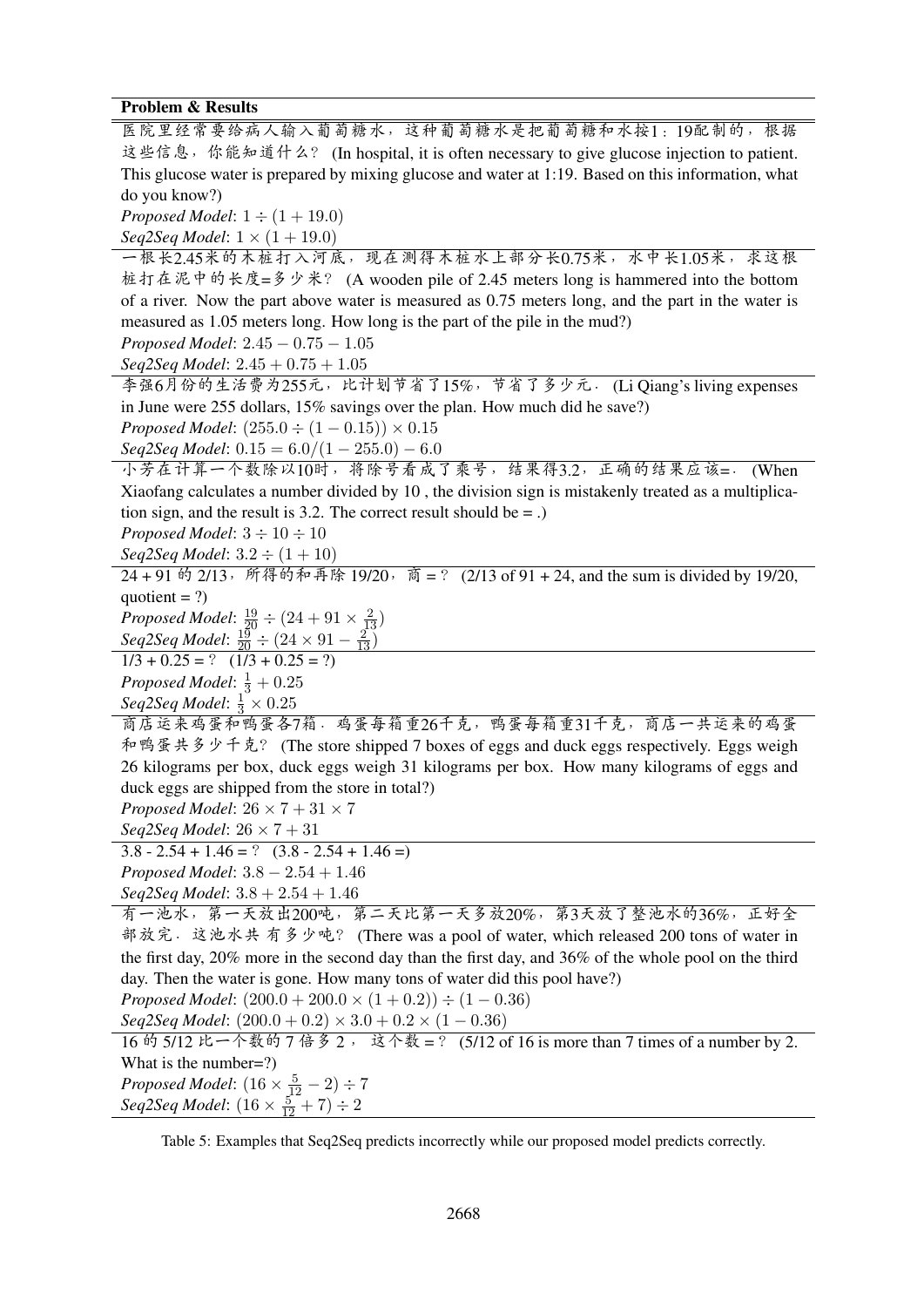| **Problem & Results** |
| --- |
| 医院里经常要给病人输入葡萄糖水，这种葡萄糖水是把葡萄糖和水按1：19配制的，根据这些信息，你能知道什么？ (In hospital, it is often necessary to give glucose injection to patient. This glucose water is prepared by mixing glucose and water at 1:19. Based on this information, what do you know?)<br>*Proposed Model*: $1 \div (1 + 19.0)$<br>*Seq2Seq Model*: $1 \times (1 + 19.0)$ |
| 一根长2.45米的木桩打入河底，现在测得木桩水上部分长0.75米，水中长1.05米，求这根桩打在泥中的长度=多少米？ (A wooden pile of 2.45 meters long is hammered into the bottom of a river. Now the part above water is measured as 0.75 meters long, and the part in the water is measured as 1.05 meters long. How long is the part of the pile in the mud?)<br>*Proposed Model*: $2.45 - 0.75 - 1.05$<br>*Seq2Seq Model*: $2.45 + 0.75 + 1.05$ |
| 李强6月份的生活费为255元，比计划节省了15%，节省了多少元． (Li Qiang's living expenses in June were 255 dollars, 15% savings over the plan. How much did he save?)<br>*Proposed Model*: $(255.0 \div (1 - 0.15)) \times 0.15$<br>*Seq2Seq Model*: $0.15 = 6.0/(1 - 255.0) - 6.0$ |
| 小芳在计算一个数除以10时，将除号看成了乘号，结果得3.2，正确的结果应该=． (When Xiaofang calculates a number divided by 10 , the division sign is mistakenly treated as a multiplication sign, and the result is 3.2. The correct result should be = .)<br>*Proposed Model*: $3 \div 10 \div 10$<br>*Seq2Seq Model*: $3.2 \div (1 + 10)$ |
| 24 + 91 的 2/13，所得的和再除 19/20，商 = ？ (2/13 of 91 + 24, and the sum is divided by 19/20, quotient = ?)<br>*Proposed Model*: $\frac{19}{20} \div (24 + 91 \times \frac{2}{13})$<br>*Seq2Seq Model*: $\frac{19}{20} \div (24 \times 91 - \frac{2}{13})$ |
| 1/3 + 0.25 = ？ (1/3 + 0.25 = ?)<br>*Proposed Model*: $\frac{1}{3} + 0.25$<br>*Seq2Seq Model*: $\frac{1}{3} \times 0.25$ |
| 商店运来鸡蛋和鸭蛋各7箱．鸡蛋每箱重26千克，鸭蛋每箱重31千克，商店一共运来的鸡蛋和鸭蛋共多少千克？ (The store shipped 7 boxes of eggs and duck eggs respectively. Eggs weigh 26 kilograms per box, duck eggs weigh 31 kilograms per box. How many kilograms of eggs and duck eggs are shipped from the store in total?)<br>*Proposed Model*: $26 \times 7 + 31 \times 7$<br>*Seq2Seq Model*: $26 \times 7 + 31$ |
| 3.8 - 2.54 + 1.46 = ？ (3.8 - 2.54 + 1.46 =)<br>*Proposed Model*: $3.8 - 2.54 + 1.46$<br>*Seq2Seq Model*: $3.8 + 2.54 + 1.46$ |
| 有一池水，第一天放出200吨，第二天比第一天多放20%，第3天放了整池水的36%，正好全部放完．这池水共 有多少吨？ (There was a pool of water, which released 200 tons of water in the first day, 20% more in the second day than the first day, and 36% of the whole pool on the third day. Then the water is gone. How many tons of water did this pool have?)<br>*Proposed Model*: $(200.0 + 200.0 \times (1 + 0.2)) \div (1 - 0.36)$<br>*Seq2Seq Model*: $(200.0 + 0.2) \times 3.0 + 0.2 \times (1 - 0.36)$ |
| 16 的 5/12 比一个数的 7 倍多 2， 这个数 = ？ (5/12 of 16 is more than 7 times of a number by 2. What is the number=?)<br>*Proposed Model*: $(16 \times \frac{5}{12} - 2) \div 7$<br>*Seq2Seq Model*: $(16 \times \frac{5}{12} + 7) \div 2$ |

Table 5: Examples that Seq2Seq predicts incorrectly while our proposed model predicts correctly.